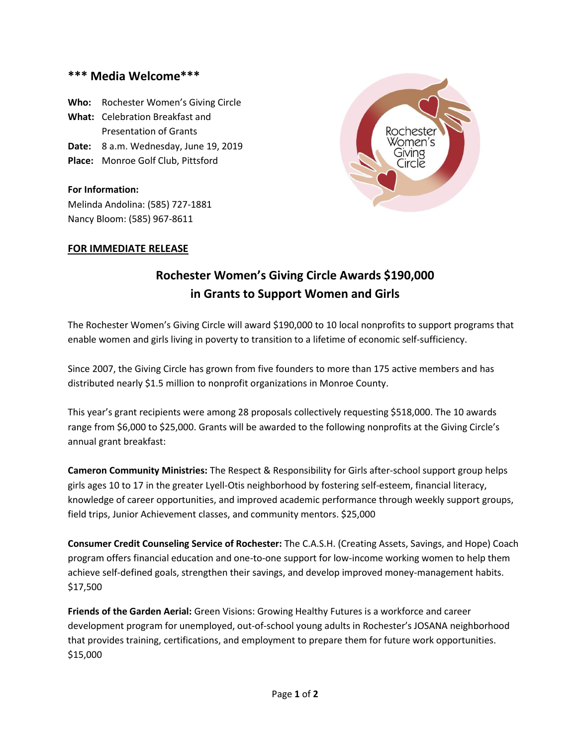**\*\*\* Media Welcome\*\*\***

**Who:** Rochester Women's Giving Circle
**What:** Celebration Breakfast and Presentation of Grants
**Date:** 8 a.m. Wednesday, June 19, 2019
**Place:** Monroe Golf Club, Pittsford

**For Information:**
Melinda Andolina: (585) 727-1881
Nancy Bloom: (585) 967-8611

**FOR IMMEDIATE RELEASE**

# Rochester Women's Giving Circle Awards $190,000 in Grants to Support Women and Girls

The Rochester Women's Giving Circle will award $190,000 to 10 local nonprofits to support programs that enable women and girls living in poverty to transition to a lifetime of economic self-sufficiency.

Since 2007, the Giving Circle has grown from five founders to more than 175 active members and has distributed nearly $1.5 million to nonprofit organizations in Monroe County.

This year's grant recipients were among 28 proposals collectively requesting $518,000. The 10 awards range from $6,000 to $25,000. Grants will be awarded to the following nonprofits at the Giving Circle's annual grant breakfast:

**Cameron Community Ministries:** The Respect & Responsibility for Girls after-school support group helps girls ages 10 to 17 in the greater Lyell-Otis neighborhood by fostering self-esteem, financial literacy, knowledge of career opportunities, and improved academic performance through weekly support groups, field trips, Junior Achievement classes, and community mentors. $25,000

**Consumer Credit Counseling Service of Rochester:** The C.A.S.H. (Creating Assets, Savings, and Hope) Coach program offers financial education and one-to-one support for low-income working women to help them achieve self-defined goals, strengthen their savings, and develop improved money-management habits. $17,500

**Friends of the Garden Aerial:** Green Visions: Growing Healthy Futures is a workforce and career development program for unemployed, out-of-school young adults in Rochester's JOSANA neighborhood that provides training, certifications, and employment to prepare them for future work opportunities. $15,000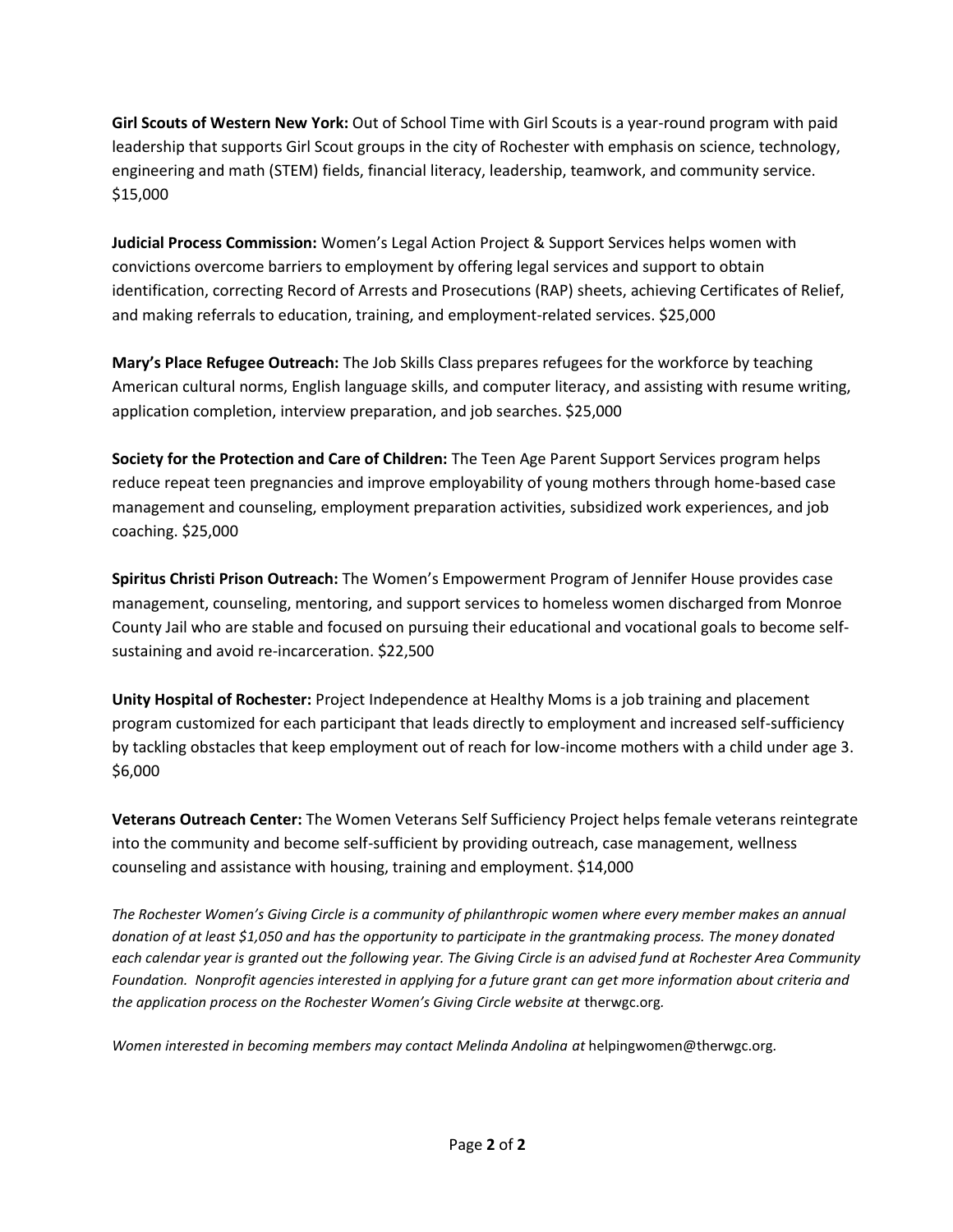**Girl Scouts of Western New York:** Out of School Time with Girl Scouts is a year-round program with paid leadership that supports Girl Scout groups in the city of Rochester with emphasis on science, technology, engineering and math (STEM) fields, financial literacy, leadership, teamwork, and community service. $15,000

**Judicial Process Commission:** Women's Legal Action Project & Support Services helps women with convictions overcome barriers to employment by offering legal services and support to obtain identification, correcting Record of Arrests and Prosecutions (RAP) sheets, achieving Certificates of Relief, and making referrals to education, training, and employment-related services. $25,000

**Mary's Place Refugee Outreach:** The Job Skills Class prepares refugees for the workforce by teaching American cultural norms, English language skills, and computer literacy, and assisting with resume writing, application completion, interview preparation, and job searches. $25,000

**Society for the Protection and Care of Children:** The Teen Age Parent Support Services program helps reduce repeat teen pregnancies and improve employability of young mothers through home-based case management and counseling, employment preparation activities, subsidized work experiences, and job coaching. $25,000

**Spiritus Christi Prison Outreach:** The Women's Empowerment Program of Jennifer House provides case management, counseling, mentoring, and support services to homeless women discharged from Monroe County Jail who are stable and focused on pursuing their educational and vocational goals to become self-sustaining and avoid re-incarceration. $22,500

**Unity Hospital of Rochester:** Project Independence at Healthy Moms is a job training and placement program customized for each participant that leads directly to employment and increased self-sufficiency by tackling obstacles that keep employment out of reach for low-income mothers with a child under age 3. $6,000

**Veterans Outreach Center:** The Women Veterans Self Sufficiency Project helps female veterans reintegrate into the community and become self-sufficient by providing outreach, case management, wellness counseling and assistance with housing, training and employment. $14,000

*The Rochester Women's Giving Circle is a community of philanthropic women where every member makes an annual donation of at least $1,050 and has the opportunity to participate in the grantmaking process. The money donated each calendar year is granted out the following year. The Giving Circle is an advised fund at Rochester Area Community Foundation. Nonprofit agencies interested in applying for a future grant can get more information about criteria and the application process on the Rochester Women's Giving Circle website at* therwgc.org.

*Women interested in becoming members may contact Melinda Andolina at* helpingwomen@therwgc.org.